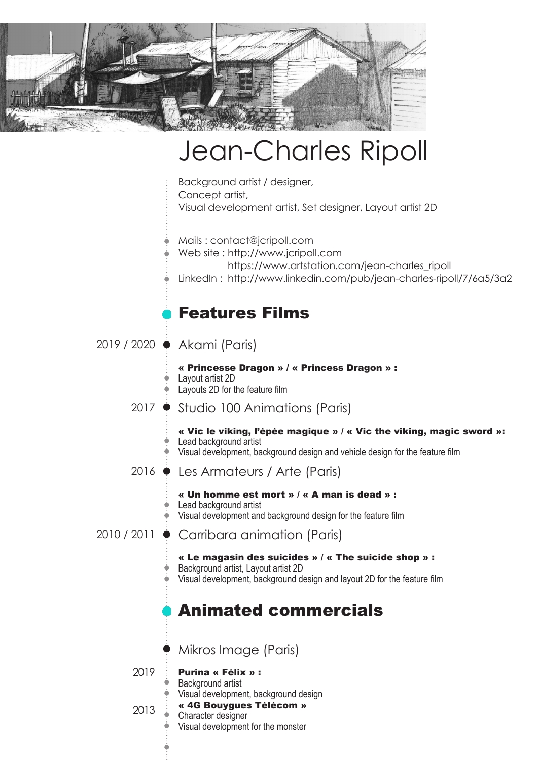# Jean-Charles Ripoll

Background artist / designer,
Concept artist,
Visual development artist, Set designer, Layout artist 2D

- Mails : contact@jcripoll.com
- Web site : http://www.jcripoll.com
  https://www.artstation.com/jean-charles_ripoll
- LinkedIn : http://www.linkedin.com/pub/jean-charles-ripoll/7/6a5/3a2

## Features Films

### 2019 / 2020 — Akami (Paris)

**« Princesse Dragon » / « Princess Dragon » :**

- Layout artist 2D
- Layouts 2D for the feature film

### 2017 — Studio 100 Animations (Paris)

**« Vic le viking, l'épée magique » / « Vic the viking, magic sword »:**

- Lead background artist
- Visual development, background design and vehicle design for the feature film

### 2016 — Les Armateurs / Arte (Paris)

**« Un homme est mort » / « A man is dead » :**

- Lead background artist
- Visual development and background design for the feature film

### 2010 / 2011 — Carribara animation (Paris)

**« Le magasin des suicides » / « The suicide shop » :**

- Background artist, Layout artist 2D
- Visual development, background design and layout 2D for the feature film

## Animated commercials

### Mikros Image (Paris)

2019 — **Purina « Félix » :**

- Background artist
- Visual development, background design

2013 — **« 4G Bouygues Télécom »**

- Character designer
- Visual development for the monster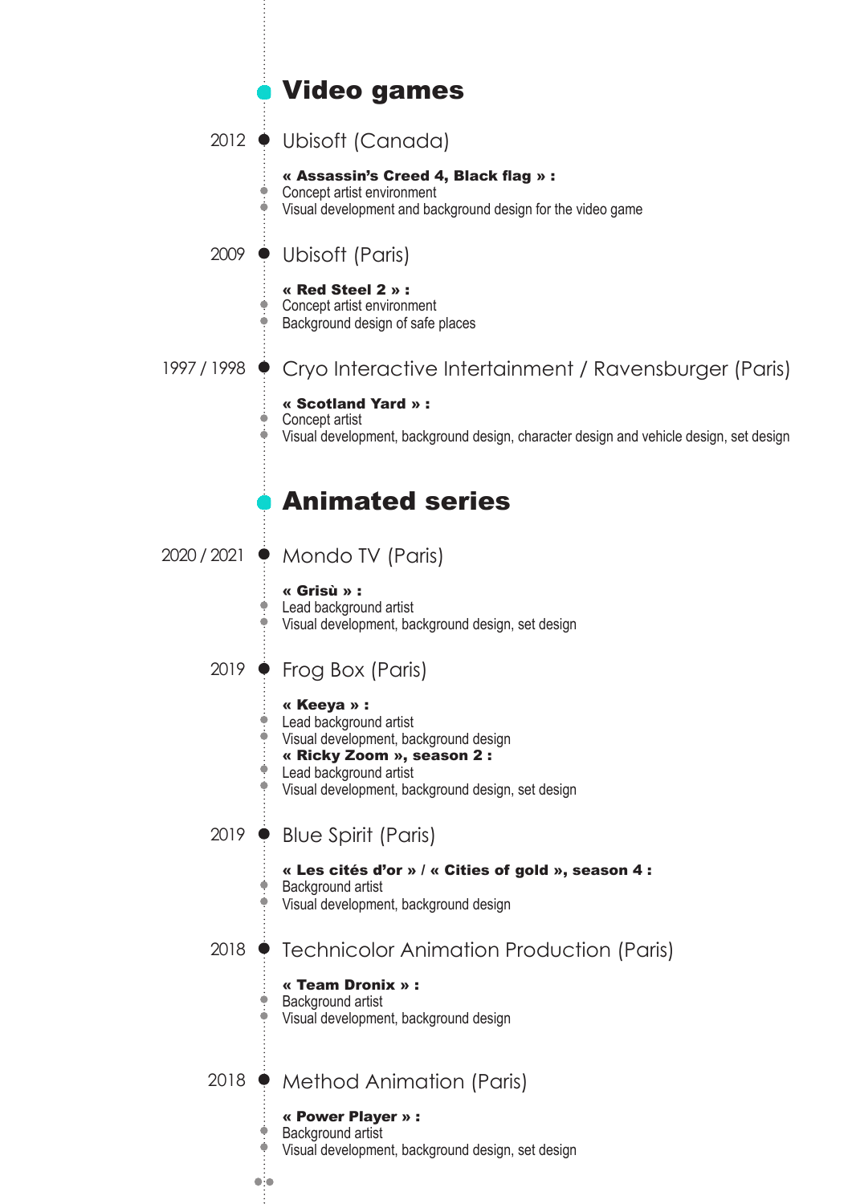## Video games

### 2012 — Ubisoft (Canada)

**« Assassin's Creed 4, Black flag » :**

- Concept artist environment
- Visual development and background design for the video game

### 2009 — Ubisoft (Paris)

**« Red Steel 2 » :**

- Concept artist environment
- Background design of safe places

### 1997 / 1998 — Cryo Interactive Intertainment / Ravensburger (Paris)

**« Scotland Yard » :**

- Concept artist
- Visual development, background design, character design and vehicle design, set design

## Animated series

### 2020 / 2021 — Mondo TV (Paris)

**« Grisù » :**

- Lead background artist
- Visual development, background design, set design

### 2019 — Frog Box (Paris)

**« Keeya » :**

- Lead background artist
- Visual development, background design

**« Ricky Zoom », season 2 :**

- Lead background artist
- Visual development, background design, set design

### 2019 — Blue Spirit (Paris)

**« Les cités d'or » / « Cities of gold », season 4 :**

- Background artist
- Visual development, background design

### 2018 — Technicolor Animation Production (Paris)

**« Team Dronix » :**

- Background artist
- Visual development, background design

### 2018 — Method Animation (Paris)

**« Power Player » :**

- Background artist
- Visual development, background design, set design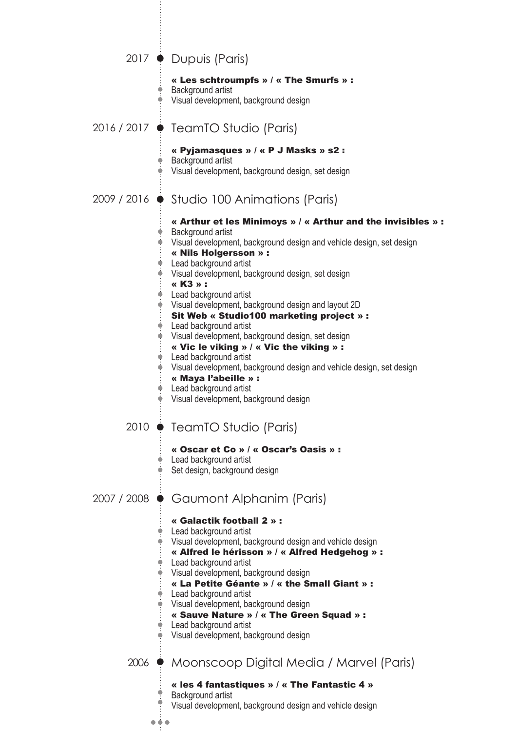## 2017 — Dupuis (Paris)

**« Les schtroumpfs » / « The Smurfs » :**

- Background artist
- Visual development, background design

## 2016 / 2017 — TeamTO Studio (Paris)

**« Pyjamasques » / « P J Masks » s2 :**

- Background artist
- Visual development, background design, set design

## 2009 / 2016 — Studio 100 Animations (Paris)

**« Arthur et les Minimoys » / « Arthur and the invisibles » :**

- Background artist
- Visual development, background design and vehicle design, set design

**« Nils Holgersson » :**

- Lead background artist
- Visual development, background design, set design

**« K3 » :**

- Lead background artist
- Visual development, background design and layout 2D

**Sit Web « Studio100 marketing project » :**

- Lead background artist
- Visual development, background design, set design

**« Vic le viking » / « Vic the viking » :**

- Lead background artist
- Visual development, background design and vehicle design, set design

**« Maya l'abeille » :**

- Lead background artist
- Visual development, background design

## 2010 — TeamTO Studio (Paris)

**« Oscar et Co » / « Oscar's Oasis » :**

- Lead background artist
- Set design, background design

## 2007 / 2008 — Gaumont Alphanim (Paris)

**« Galactik football 2 » :**

- Lead background artist
- Visual development, background design and vehicle design

**« Alfred le hérisson » / « Alfred Hedgehog » :**

- Lead background artist
- Visual development, background design

**« La Petite Géante » / « the Small Giant » :**

- Lead background artist
- Visual development, background design

**« Sauve Nature » / « The Green Squad » :**

- Lead background artist
- Visual development, background design

## 2006 — Moonscoop Digital Media / Marvel (Paris)

**« les 4 fantastiques » / « The Fantastic 4 »**

- Background artist
- Visual development, background design and vehicle design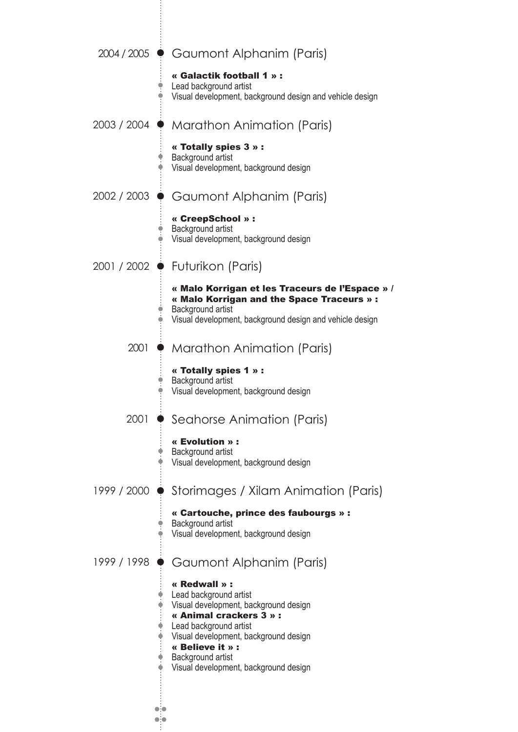## 2004 / 2005 — Gaumont Alphanim (Paris)

**« Galactik football 1 » :**

- Lead background artist
- Visual development, background design and vehicle design

## 2003 / 2004 — Marathon Animation (Paris)

**« Totally spies 3 » :**

- Background artist
- Visual development, background design

## 2002 / 2003 — Gaumont Alphanim (Paris)

**« CreepSchool » :**

- Background artist
- Visual development, background design

## 2001 / 2002 — Futurikon (Paris)

**« Malo Korrigan et les Traceurs de l'Espace » /**
**« Malo Korrigan and the Space Traceurs » :**

- Background artist
- Visual development, background design and vehicle design

## 2001 — Marathon Animation (Paris)

**« Totally spies 1 » :**

- Background artist
- Visual development, background design

## 2001 — Seahorse Animation (Paris)

**« Evolution » :**

- Background artist
- Visual development, background design

## 1999 / 2000 — Storimages / Xilam Animation (Paris)

**« Cartouche, prince des faubourgs » :**

- Background artist
- Visual development, background design

## 1999 / 1998 — Gaumont Alphanim (Paris)

**« Redwall » :**

- Lead background artist
- Visual development, background design

**« Animal crackers 3 » :**

- Lead background artist
- Visual development, background design

**« Believe it » :**

- Background artist
- Visual development, background design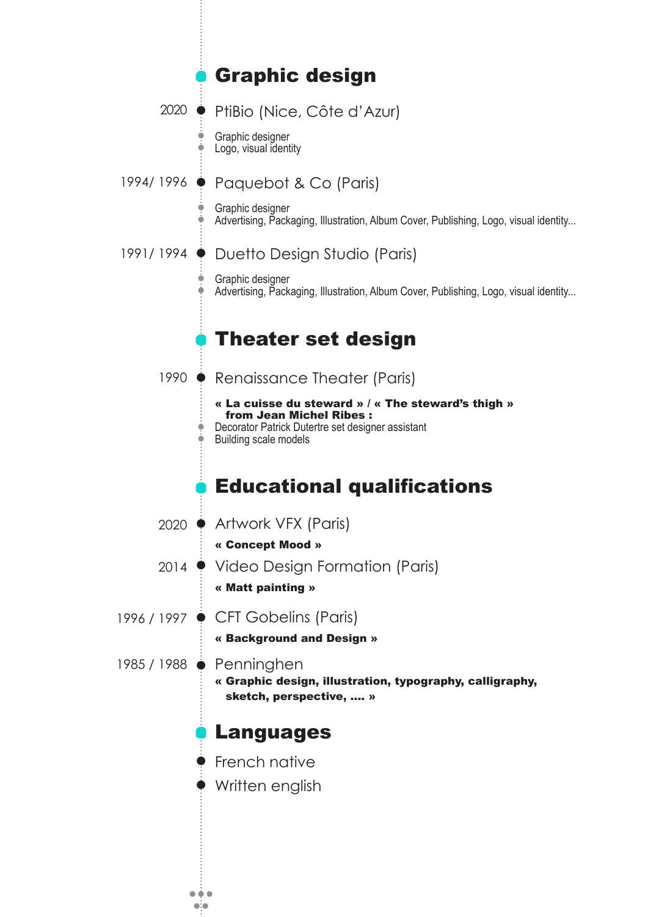## Graphic design

2020 — PtiBio (Nice, Côte d'Azur)

- Graphic designer
- Logo, visual identity

1994/ 1996 — Paquebot & Co (Paris)

- Graphic designer
- Advertising, Packaging, Illustration, Album Cover, Publishing, Logo, visual identity...

1991/ 1994 — Duetto Design Studio (Paris)

- Graphic designer
- Advertising, Packaging, Illustration, Album Cover, Publishing, Logo, visual identity...

## Theater set design

1990 — Renaissance Theater (Paris)

**« La cuisse du steward » / « The steward's thigh » from Jean Michel Ribes :**

- Decorator Patrick Dutertre set designer assistant
- Building scale models

## Educational qualifications

2020 — Artwork VFX (Paris)

**« Concept Mood »**

2014 — Video Design Formation (Paris)

**« Matt painting »**

1996 / 1997 — CFT Gobelins (Paris)

**« Background and Design »**

1985 / 1988 — Penninghen

**« Graphic design, illustration, typography, calligraphy, sketch, perspective, .... »**

## Languages

- French native
- Written english